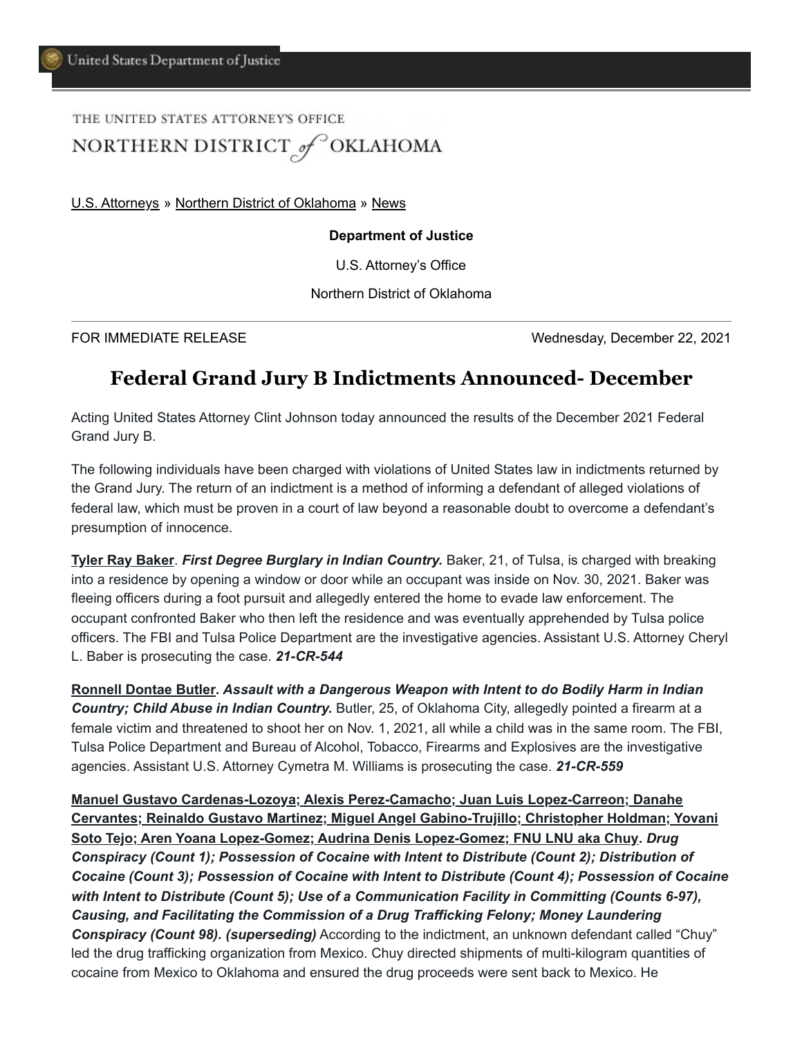United States Department of Justice

THE UNITED STATES ATTORNEY'S OFFICE
NORTHERN DISTRICT of OKLAHOMA

U.S. Attorneys » Northern District of Oklahoma » News

**Department of Justice**

U.S. Attorney's Office

Northern District of Oklahoma

FOR IMMEDIATE RELEASE Wednesday, December 22, 2021

# Federal Grand Jury B Indictments Announced- December

Acting United States Attorney Clint Johnson today announced the results of the December 2021 Federal Grand Jury B.

The following individuals have been charged with violations of United States law in indictments returned by the Grand Jury. The return of an indictment is a method of informing a defendant of alleged violations of federal law, which must be proven in a court of law beyond a reasonable doubt to overcome a defendant's presumption of innocence.

**Tyler Ray Baker**. ***First Degree Burglary in Indian Country.*** Baker, 21, of Tulsa, is charged with breaking into a residence by opening a window or door while an occupant was inside on Nov. 30, 2021. Baker was fleeing officers during a foot pursuit and allegedly entered the home to evade law enforcement. The occupant confronted Baker who then left the residence and was eventually apprehended by Tulsa police officers. The FBI and Tulsa Police Department are the investigative agencies. Assistant U.S. Attorney Cheryl L. Baber is prosecuting the case. ***21-CR-544***

**Ronnell Dontae Butler*****. Assault with a Dangerous Weapon with Intent to do Bodily Harm in Indian Country; Child Abuse in Indian Country.*** Butler, 25, of Oklahoma City, allegedly pointed a firearm at a female victim and threatened to shoot her on Nov. 1, 2021, all while a child was in the same room. The FBI, Tulsa Police Department and Bureau of Alcohol, Tobacco, Firearms and Explosives are the investigative agencies. Assistant U.S. Attorney Cymetra M. Williams is prosecuting the case. ***21-CR-559***

**Manuel Gustavo Cardenas-Lozoya; Alexis Perez-Camacho; Juan Luis Lopez-Carreon; Danahe Cervantes; Reinaldo Gustavo Martinez; Miguel Angel Gabino-Trujillo; Christopher Holdman; Yovani Soto Tejo; Aren Yoana Lopez-Gomez; Audrina Denis Lopez-Gomez; FNU LNU aka Chuy*****. Drug Conspiracy (Count 1); Possession of Cocaine with Intent to Distribute (Count 2); Distribution of Cocaine (Count 3); Possession of Cocaine with Intent to Distribute (Count 4); Possession of Cocaine with Intent to Distribute (Count 5); Use of a Communication Facility in Committing (Counts 6-97), Causing, and Facilitating the Commission of a Drug Trafficking Felony; Money Laundering Conspiracy (Count 98). (superseding)*** According to the indictment, an unknown defendant called "Chuy" led the drug trafficking organization from Mexico. Chuy directed shipments of multi-kilogram quantities of cocaine from Mexico to Oklahoma and ensured the drug proceeds were sent back to Mexico. He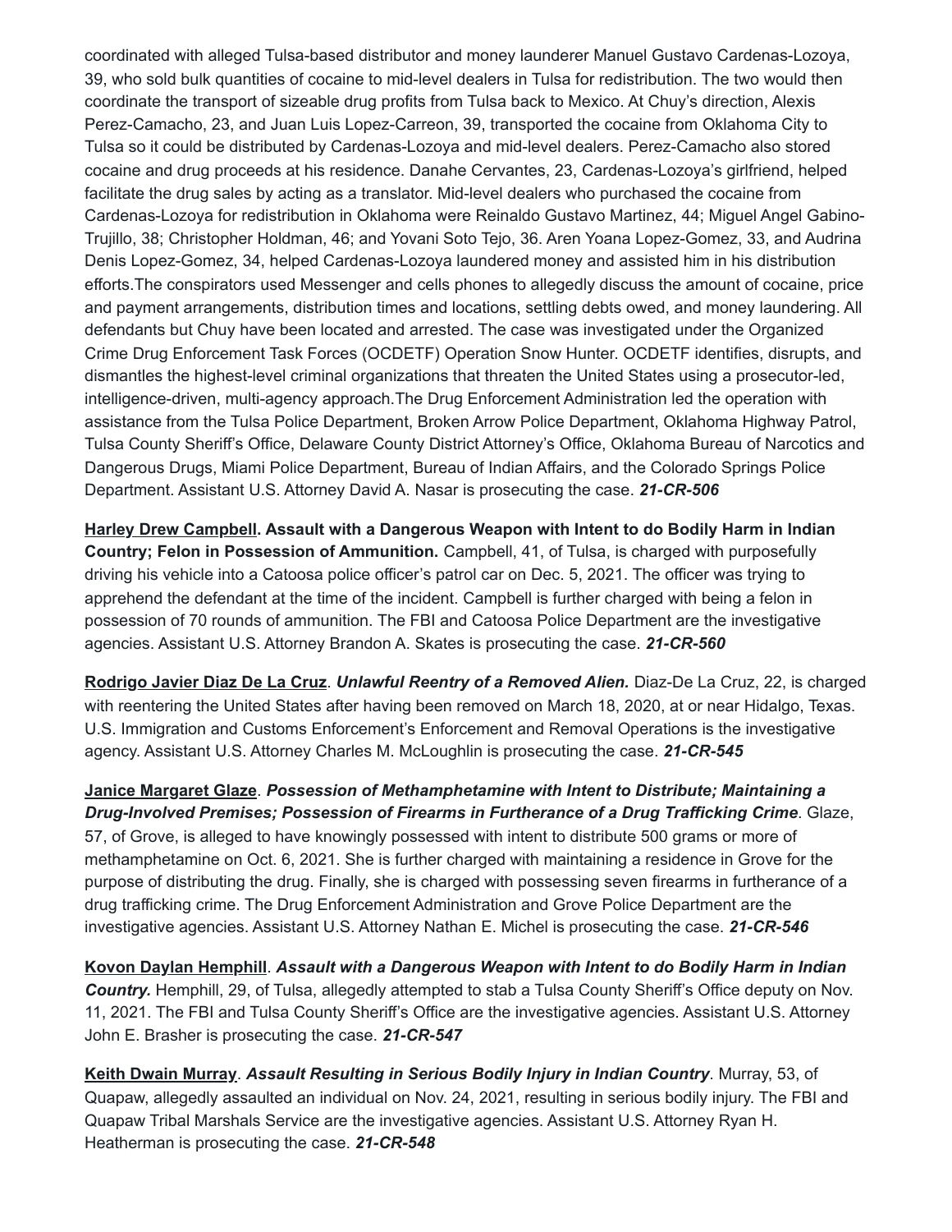coordinated with alleged Tulsa-based distributor and money launderer Manuel Gustavo Cardenas-Lozoya, 39, who sold bulk quantities of cocaine to mid-level dealers in Tulsa for redistribution. The two would then coordinate the transport of sizeable drug profits from Tulsa back to Mexico. At Chuy's direction, Alexis Perez-Camacho, 23, and Juan Luis Lopez-Carreon, 39, transported the cocaine from Oklahoma City to Tulsa so it could be distributed by Cardenas-Lozoya and mid-level dealers. Perez-Camacho also stored cocaine and drug proceeds at his residence. Danahe Cervantes, 23, Cardenas-Lozoya's girlfriend, helped facilitate the drug sales by acting as a translator. Mid-level dealers who purchased the cocaine from Cardenas-Lozoya for redistribution in Oklahoma were Reinaldo Gustavo Martinez, 44; Miguel Angel Gabino-Trujillo, 38; Christopher Holdman, 46; and Yovani Soto Tejo, 36. Aren Yoana Lopez-Gomez, 33, and Audrina Denis Lopez-Gomez, 34, helped Cardenas-Lozoya laundered money and assisted him in his distribution efforts.The conspirators used Messenger and cells phones to allegedly discuss the amount of cocaine, price and payment arrangements, distribution times and locations, settling debts owed, and money laundering. All defendants but Chuy have been located and arrested. The case was investigated under the Organized Crime Drug Enforcement Task Forces (OCDETF) Operation Snow Hunter. OCDETF identifies, disrupts, and dismantles the highest-level criminal organizations that threaten the United States using a prosecutor-led, intelligence-driven, multi-agency approach.The Drug Enforcement Administration led the operation with assistance from the Tulsa Police Department, Broken Arrow Police Department, Oklahoma Highway Patrol, Tulsa County Sheriff's Office, Delaware County District Attorney's Office, Oklahoma Bureau of Narcotics and Dangerous Drugs, Miami Police Department, Bureau of Indian Affairs, and the Colorado Springs Police Department. Assistant U.S. Attorney David A. Nasar is prosecuting the case. ***21-CR-506***

**Harley Drew Campbell. Assault with a Dangerous Weapon with Intent to do Bodily Harm in Indian Country; Felon in Possession of Ammunition.** Campbell, 41, of Tulsa, is charged with purposefully driving his vehicle into a Catoosa police officer's patrol car on Dec. 5, 2021. The officer was trying to apprehend the defendant at the time of the incident. Campbell is further charged with being a felon in possession of 70 rounds of ammunition. The FBI and Catoosa Police Department are the investigative agencies. Assistant U.S. Attorney Brandon A. Skates is prosecuting the case. ***21-CR-560***

**Rodrigo Javier Diaz De La Cruz**. ***Unlawful Reentry of a Removed Alien.*** Diaz-De La Cruz, 22, is charged with reentering the United States after having been removed on March 18, 2020, at or near Hidalgo, Texas. U.S. Immigration and Customs Enforcement's Enforcement and Removal Operations is the investigative agency. Assistant U.S. Attorney Charles M. McLoughlin is prosecuting the case. ***21-CR-545***

**Janice Margaret Glaze**. ***Possession of Methamphetamine with Intent to Distribute; Maintaining a Drug-Involved Premises; Possession of Firearms in Furtherance of a Drug Trafficking Crime***. Glaze, 57, of Grove, is alleged to have knowingly possessed with intent to distribute 500 grams or more of methamphetamine on Oct. 6, 2021. She is further charged with maintaining a residence in Grove for the purpose of distributing the drug. Finally, she is charged with possessing seven firearms in furtherance of a drug trafficking crime. The Drug Enforcement Administration and Grove Police Department are the investigative agencies. Assistant U.S. Attorney Nathan E. Michel is prosecuting the case. ***21-CR-546***

**Kovon Daylan Hemphill**. ***Assault with a Dangerous Weapon with Intent to do Bodily Harm in Indian Country.*** Hemphill, 29, of Tulsa, allegedly attempted to stab a Tulsa County Sheriff's Office deputy on Nov. 11, 2021. The FBI and Tulsa County Sheriff's Office are the investigative agencies. Assistant U.S. Attorney John E. Brasher is prosecuting the case. ***21-CR-547***

**Keith Dwain Murray**. ***Assault Resulting in Serious Bodily Injury in Indian Country***. Murray, 53, of Quapaw, allegedly assaulted an individual on Nov. 24, 2021, resulting in serious bodily injury. The FBI and Quapaw Tribal Marshals Service are the investigative agencies. Assistant U.S. Attorney Ryan H. Heatherman is prosecuting the case. ***21-CR-548***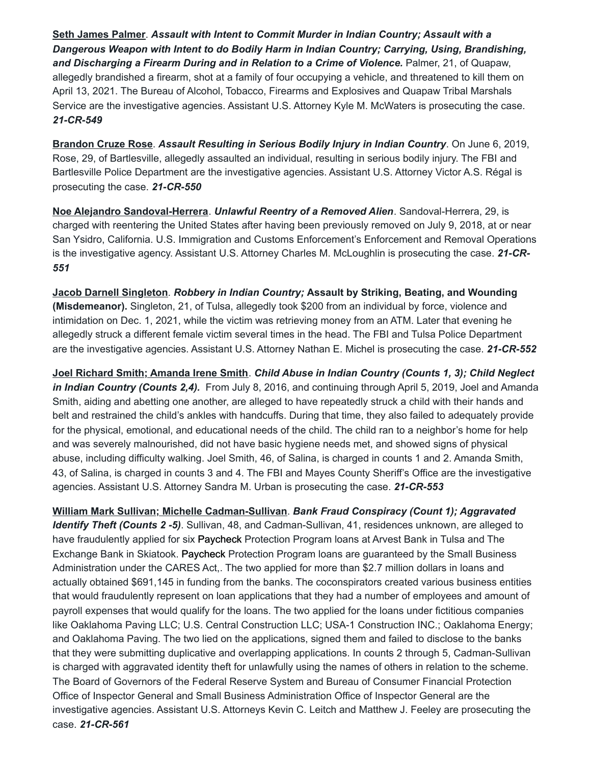**Seth James Palmer**. ***Assault with Intent to Commit Murder in Indian Country; Assault with a Dangerous Weapon with Intent to do Bodily Harm in Indian Country; Carrying, Using, Brandishing, and Discharging a Firearm During and in Relation to a Crime of Violence.*** Palmer, 21, of Quapaw, allegedly brandished a firearm, shot at a family of four occupying a vehicle, and threatened to kill them on April 13, 2021. The Bureau of Alcohol, Tobacco, Firearms and Explosives and Quapaw Tribal Marshals Service are the investigative agencies. Assistant U.S. Attorney Kyle M. McWaters is prosecuting the case. ***21-CR-549***

**Brandon Cruze Rose**. ***Assault Resulting in Serious Bodily Injury in Indian Country***. On June 6, 2019, Rose, 29, of Bartlesville, allegedly assaulted an individual, resulting in serious bodily injury. The FBI and Bartlesville Police Department are the investigative agencies. Assistant U.S. Attorney Victor A.S. Régal is prosecuting the case. ***21-CR-550***

**Noe Alejandro Sandoval-Herrera**. ***Unlawful Reentry of a Removed Alien***. Sandoval-Herrera, 29, is charged with reentering the United States after having been previously removed on July 9, 2018, at or near San Ysidro, California. U.S. Immigration and Customs Enforcement's Enforcement and Removal Operations is the investigative agency. Assistant U.S. Attorney Charles M. McLoughlin is prosecuting the case. ***21-CR-551***

**Jacob Darnell Singleton**. ***Robbery in Indian Country;*** **Assault by Striking, Beating, and Wounding (Misdemeanor).** Singleton, 21, of Tulsa, allegedly took $200 from an individual by force, violence and intimidation on Dec. 1, 2021, while the victim was retrieving money from an ATM. Later that evening he allegedly struck a different female victim several times in the head. The FBI and Tulsa Police Department are the investigative agencies. Assistant U.S. Attorney Nathan E. Michel is prosecuting the case. ***21-CR-552***

**Joel Richard Smith; Amanda Irene Smith**. ***Child Abuse in Indian Country (Counts 1, 3); Child Neglect in Indian Country (Counts 2,4).*** From July 8, 2016, and continuing through April 5, 2019, Joel and Amanda Smith, aiding and abetting one another, are alleged to have repeatedly struck a child with their hands and belt and restrained the child's ankles with handcuffs. During that time, they also failed to adequately provide for the physical, emotional, and educational needs of the child. The child ran to a neighbor's home for help and was severely malnourished, did not have basic hygiene needs met, and showed signs of physical abuse, including difficulty walking. Joel Smith, 46, of Salina, is charged in counts 1 and 2. Amanda Smith, 43, of Salina, is charged in counts 3 and 4. The FBI and Mayes County Sheriff's Office are the investigative agencies. Assistant U.S. Attorney Sandra M. Urban is prosecuting the case. ***21-CR-553***

**William Mark Sullivan; Michelle Cadman-Sullivan**. ***Bank Fraud Conspiracy (Count 1); Aggravated Identify Theft (Counts 2 -5)***. Sullivan, 48, and Cadman-Sullivan, 41, residences unknown, are alleged to have fraudulently applied for six Paycheck Protection Program loans at Arvest Bank in Tulsa and The Exchange Bank in Skiatook. Paycheck Protection Program loans are guaranteed by the Small Business Administration under the CARES Act,. The two applied for more than $2.7 million dollars in loans and actually obtained $691,145 in funding from the banks. The coconspirators created various business entities that would fraudulently represent on loan applications that they had a number of employees and amount of payroll expenses that would qualify for the loans. The two applied for the loans under fictitious companies like Oaklahoma Paving LLC; U.S. Central Construction LLC; USA-1 Construction INC.; Oaklahoma Energy; and Oaklahoma Paving. The two lied on the applications, signed them and failed to disclose to the banks that they were submitting duplicative and overlapping applications. In counts 2 through 5, Cadman-Sullivan is charged with aggravated identity theft for unlawfully using the names of others in relation to the scheme. The Board of Governors of the Federal Reserve System and Bureau of Consumer Financial Protection Office of Inspector General and Small Business Administration Office of Inspector General are the investigative agencies. Assistant U.S. Attorneys Kevin C. Leitch and Matthew J. Feeley are prosecuting the case. ***21-CR-561***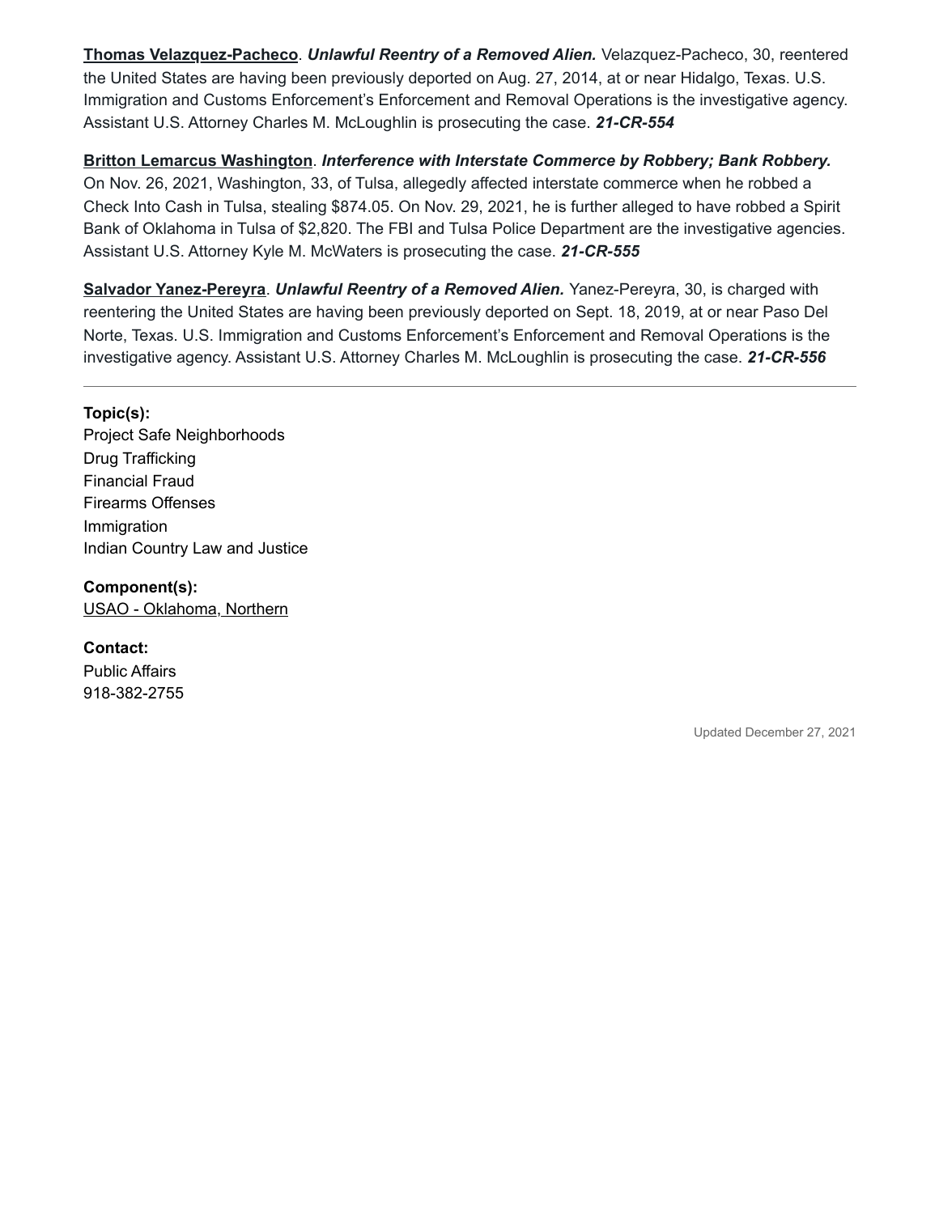**Thomas Velazquez-Pacheco**. ***Unlawful Reentry of a Removed Alien.*** Velazquez-Pacheco, 30, reentered the United States are having been previously deported on Aug. 27, 2014, at or near Hidalgo, Texas. U.S. Immigration and Customs Enforcement's Enforcement and Removal Operations is the investigative agency. Assistant U.S. Attorney Charles M. McLoughlin is prosecuting the case. ***21-CR-554***

**Britton Lemarcus Washington**. ***Interference with Interstate Commerce by Robbery; Bank Robbery.*** On Nov. 26, 2021, Washington, 33, of Tulsa, allegedly affected interstate commerce when he robbed a Check Into Cash in Tulsa, stealing $874.05. On Nov. 29, 2021, he is further alleged to have robbed a Spirit Bank of Oklahoma in Tulsa of $2,820. The FBI and Tulsa Police Department are the investigative agencies. Assistant U.S. Attorney Kyle M. McWaters is prosecuting the case. ***21-CR-555***

**Salvador Yanez-Pereyra**. ***Unlawful Reentry of a Removed Alien.*** Yanez-Pereyra, 30, is charged with reentering the United States are having been previously deported on Sept. 18, 2019, at or near Paso Del Norte, Texas. U.S. Immigration and Customs Enforcement's Enforcement and Removal Operations is the investigative agency. Assistant U.S. Attorney Charles M. McLoughlin is prosecuting the case. ***21-CR-556***

---

**Topic(s):**
Project Safe Neighborhoods
Drug Trafficking
Financial Fraud
Firearms Offenses
Immigration
Indian Country Law and Justice

**Component(s):**
USAO - Oklahoma, Northern

**Contact:**
Public Affairs
918-382-2755

Updated December 27, 2021